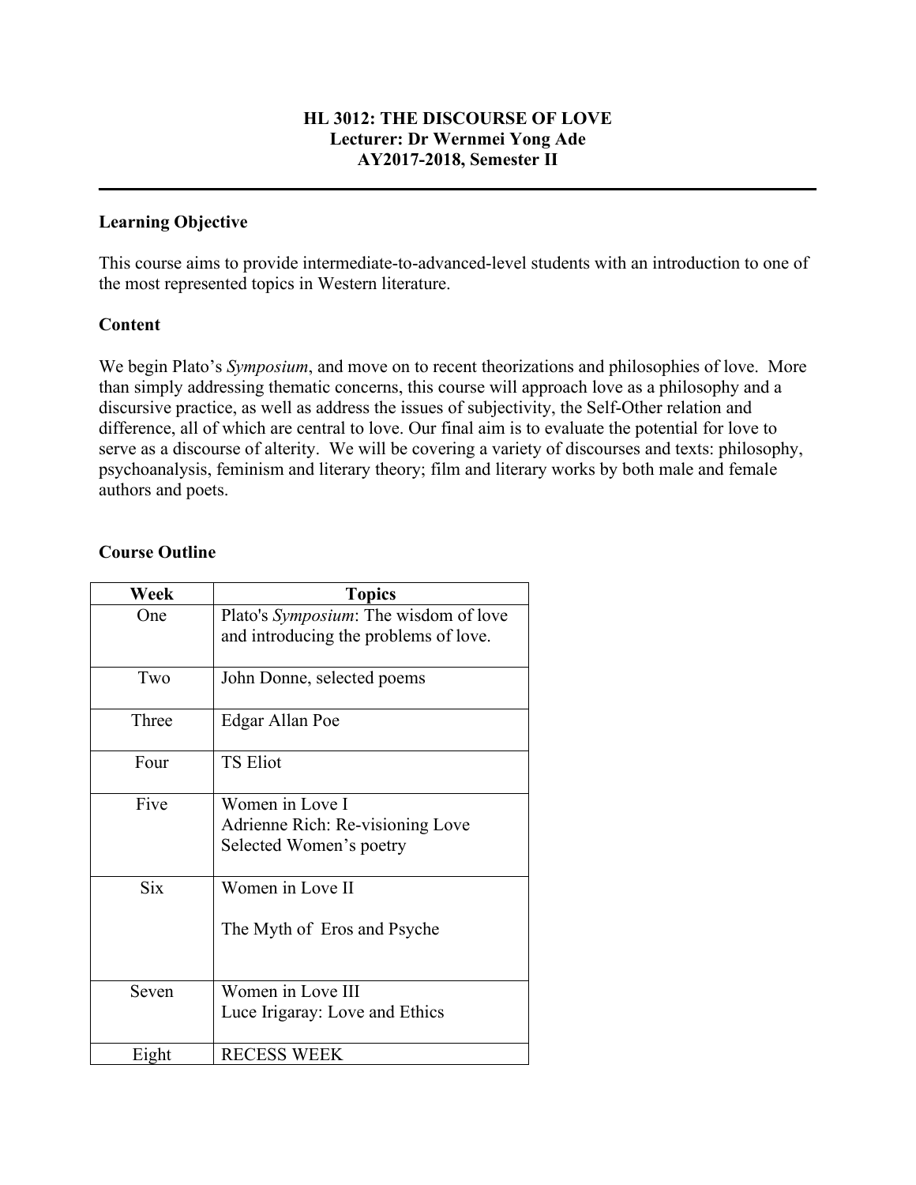**HL 3012: THE DISCOURSE OF LOVE**
**Lecturer: Dr Wernmei Yong Ade**
**AY2017-2018, Semester II**

---

## Learning Objective

This course aims to provide intermediate-to-advanced-level students with an introduction to one of the most represented topics in Western literature.

## Content

We begin Plato's *Symposium*, and move on to recent theorizations and philosophies of love. More than simply addressing thematic concerns, this course will approach love as a philosophy and a discursive practice, as well as address the issues of subjectivity, the Self-Other relation and difference, all of which are central to love. Our final aim is to evaluate the potential for love to serve as a discourse of alterity. We will be covering a variety of discourses and texts: philosophy, psychoanalysis, feminism and literary theory; film and literary works by both male and female authors and poets.

## Course Outline

| Week | Topics |
|---|---|
| One | Plato's *Symposium*: The wisdom of love and introducing the problems of love. |
| Two | John Donne, selected poems |
| Three | Edgar Allan Poe |
| Four | TS Eliot |
| Five | Women in Love I<br>Adrienne Rich: Re-visioning Love<br>Selected Women's poetry |
| Six | Women in Love II<br><br>The Myth of Eros and Psyche |
| Seven | Women in Love III<br>Luce Irigaray: Love and Ethics |
| Eight | RECESS WEEK |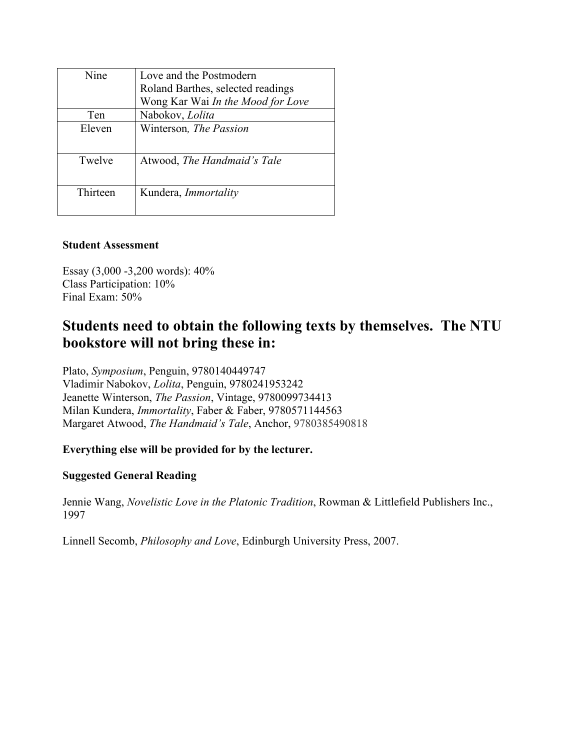| | |
|---|---|
| Nine | Love and the Postmodern<br>Roland Barthes, selected readings<br>Wong Kar Wai *In the Mood for Love* |
| Ten | Nabokov, *Lolita* |
| Eleven | Winterson*, The Passion* |
| Twelve | Atwood, *The Handmaid's Tale* |
| Thirteen | Kundera, *Immortality* |

**Student Assessment**

Essay (3,000 -3,200 words): 40%
Class Participation: 10%
Final Exam: 50%

## Students need to obtain the following texts by themselves. The NTU bookstore will not bring these in:

Plato, *Symposium*, Penguin, 9780140449747
Vladimir Nabokov, *Lolita*, Penguin, 9780241953242
Jeanette Winterson, *The Passion*, Vintage, 9780099734413
Milan Kundera, *Immortality*, Faber & Faber, 9780571144563
Margaret Atwood, *The Handmaid's Tale*, Anchor, 9780385490818

**Everything else will be provided for by the lecturer.**

**Suggested General Reading**

Jennie Wang, *Novelistic Love in the Platonic Tradition*, Rowman & Littlefield Publishers Inc., 1997

Linnell Secomb, *Philosophy and Love*, Edinburgh University Press, 2007.